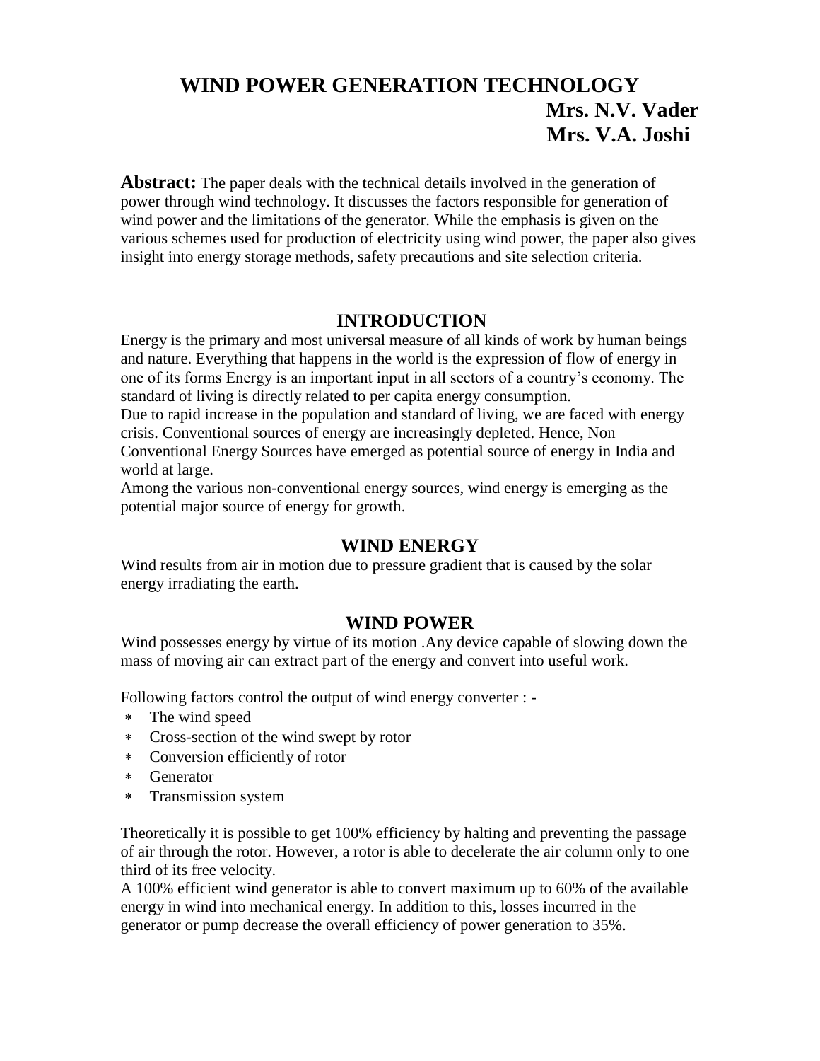# WIND POWER GENERATION TECHNOLOGY

**Mrs. N.V. Vader**
**Mrs. V.A. Joshi**

**Abstract:** The paper deals with the technical details involved in the generation of power through wind technology. It discusses the factors responsible for generation of wind power and the limitations of the generator. While the emphasis is given on the various schemes used for production of electricity using wind power, the paper also gives insight into energy storage methods, safety precautions and site selection criteria.

## INTRODUCTION

Energy is the primary and most universal measure of all kinds of work by human beings and nature. Everything that happens in the world is the expression of flow of energy in one of its forms Energy is an important input in all sectors of a country's economy. The standard of living is directly related to per capita energy consumption.

Due to rapid increase in the population and standard of living, we are faced with energy crisis. Conventional sources of energy are increasingly depleted. Hence, Non Conventional Energy Sources have emerged as potential source of energy in India and world at large.

Among the various non-conventional energy sources, wind energy is emerging as the potential major source of energy for growth.

## WIND ENERGY

Wind results from air in motion due to pressure gradient that is caused by the solar energy irradiating the earth.

## WIND POWER

Wind possesses energy by virtue of its motion .Any device capable of slowing down the mass of moving air can extract part of the energy and convert into useful work.

Following factors control the output of wind energy converter : -

- The wind speed
- Cross-section of the wind swept by rotor
- Conversion efficiently of rotor
- Generator
- Transmission system

Theoretically it is possible to get 100% efficiency by halting and preventing the passage of air through the rotor. However, a rotor is able to decelerate the air column only to one third of its free velocity.

A 100% efficient wind generator is able to convert maximum up to 60% of the available energy in wind into mechanical energy. In addition to this, losses incurred in the generator or pump decrease the overall efficiency of power generation to 35%.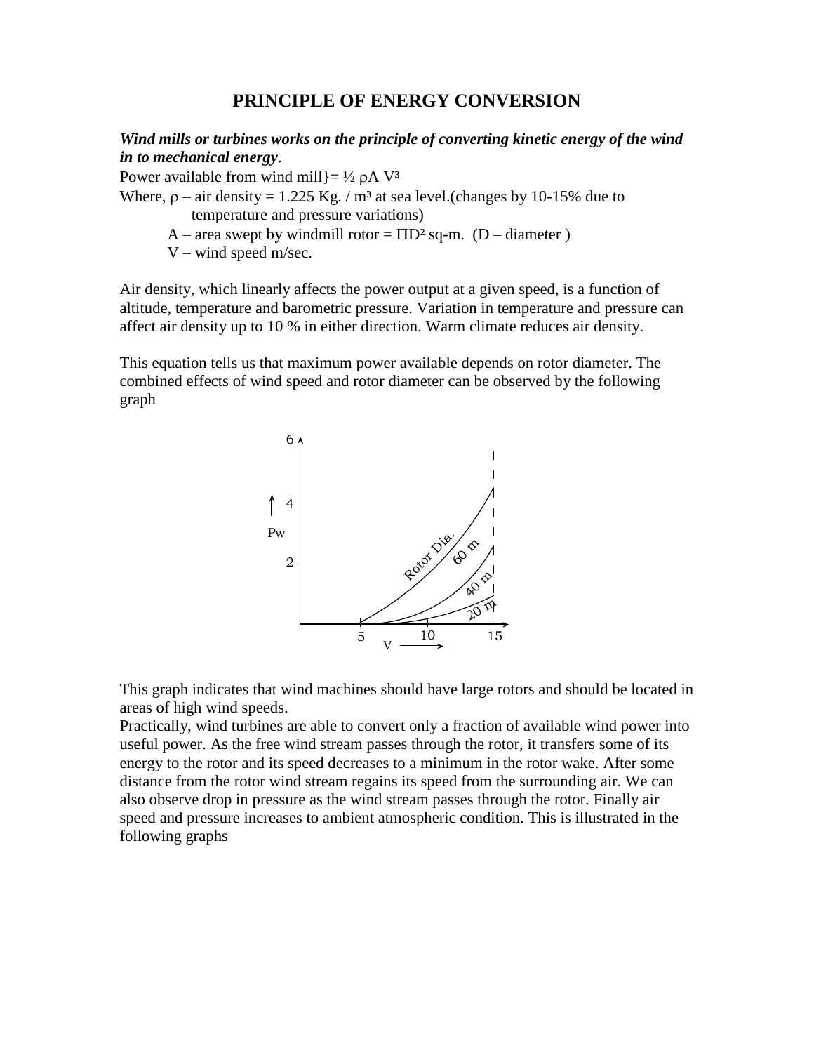# PRINCIPLE OF ENERGY CONVERSION

***Wind mills or turbines works on the principle of converting kinetic energy of the wind in to mechanical energy***.

Power available from wind mill}= $\frac{1}{2} \rho A V^3$

Where, $\rho$ – air density = 1.225 Kg. / m³ at sea level.(changes by 10-15% due to temperature and pressure variations)

A – area swept by windmill rotor = $\Pi D^2$ sq-m. (D – diameter )

V – wind speed m/sec.

Air density, which linearly affects the power output at a given speed, is a function of altitude, temperature and barometric pressure. Variation in temperature and pressure can affect air density up to 10 % in either direction. Warm climate reduces air density.

This equation tells us that maximum power available depends on rotor diameter. The combined effects of wind speed and rotor diameter can be observed by the following graph

6
4
Pw
2
Rotor Dia.
60 m
40 m
20 m
5
10
15
V

This graph indicates that wind machines should have large rotors and should be located in areas of high wind speeds.

Practically, wind turbines are able to convert only a fraction of available wind power into useful power. As the free wind stream passes through the rotor, it transfers some of its energy to the rotor and its speed decreases to a minimum in the rotor wake. After some distance from the rotor wind stream regains its speed from the surrounding air. We can also observe drop in pressure as the wind stream passes through the rotor. Finally air speed and pressure increases to ambient atmospheric condition. This is illustrated in the following graphs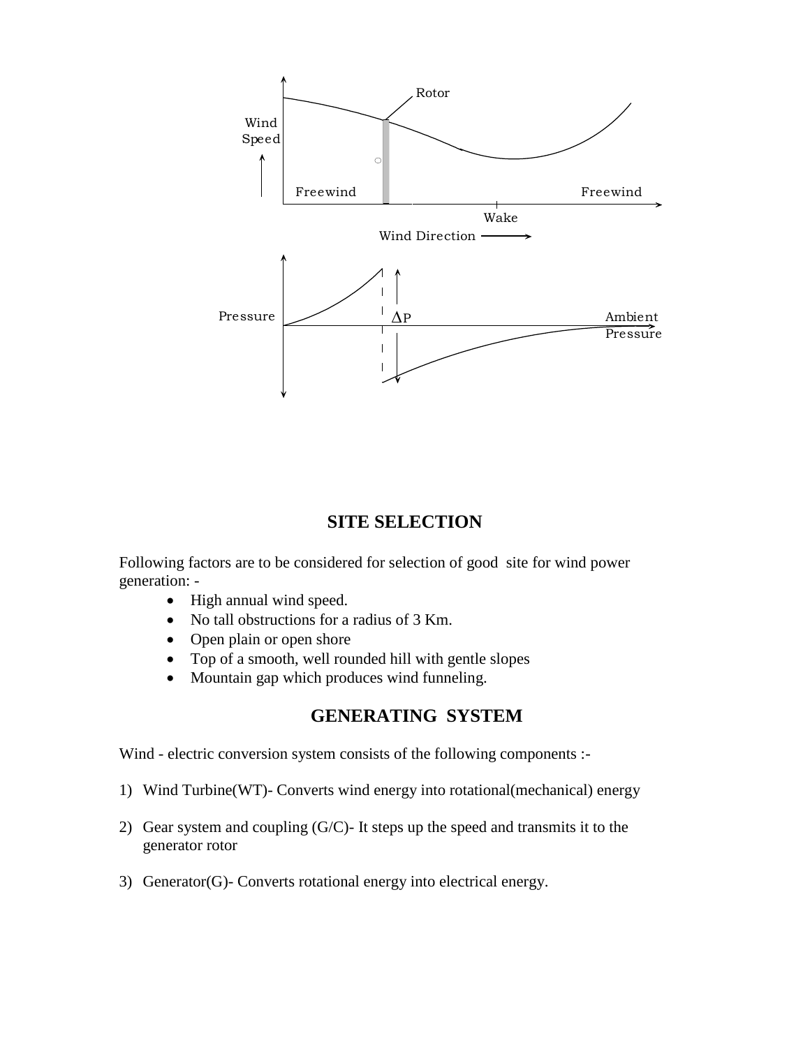Rotor

Wind Speed

Freewind

Freewind

Wake

Wind Direction

Pressure

$\Delta P$

Ambient Pressure

## SITE SELECTION

Following factors are to be considered for selection of good site for wind power generation: -

- High annual wind speed.
- No tall obstructions for a radius of 3 Km.
- Open plain or open shore
- Top of a smooth, well rounded hill with gentle slopes
- Mountain gap which produces wind funneling.

## GENERATING SYSTEM

Wind - electric conversion system consists of the following components :-

1) Wind Turbine(WT)- Converts wind energy into rotational(mechanical) energy

2) Gear system and coupling (G/C)- It steps up the speed and transmits it to the generator rotor

3) Generator(G)- Converts rotational energy into electrical energy.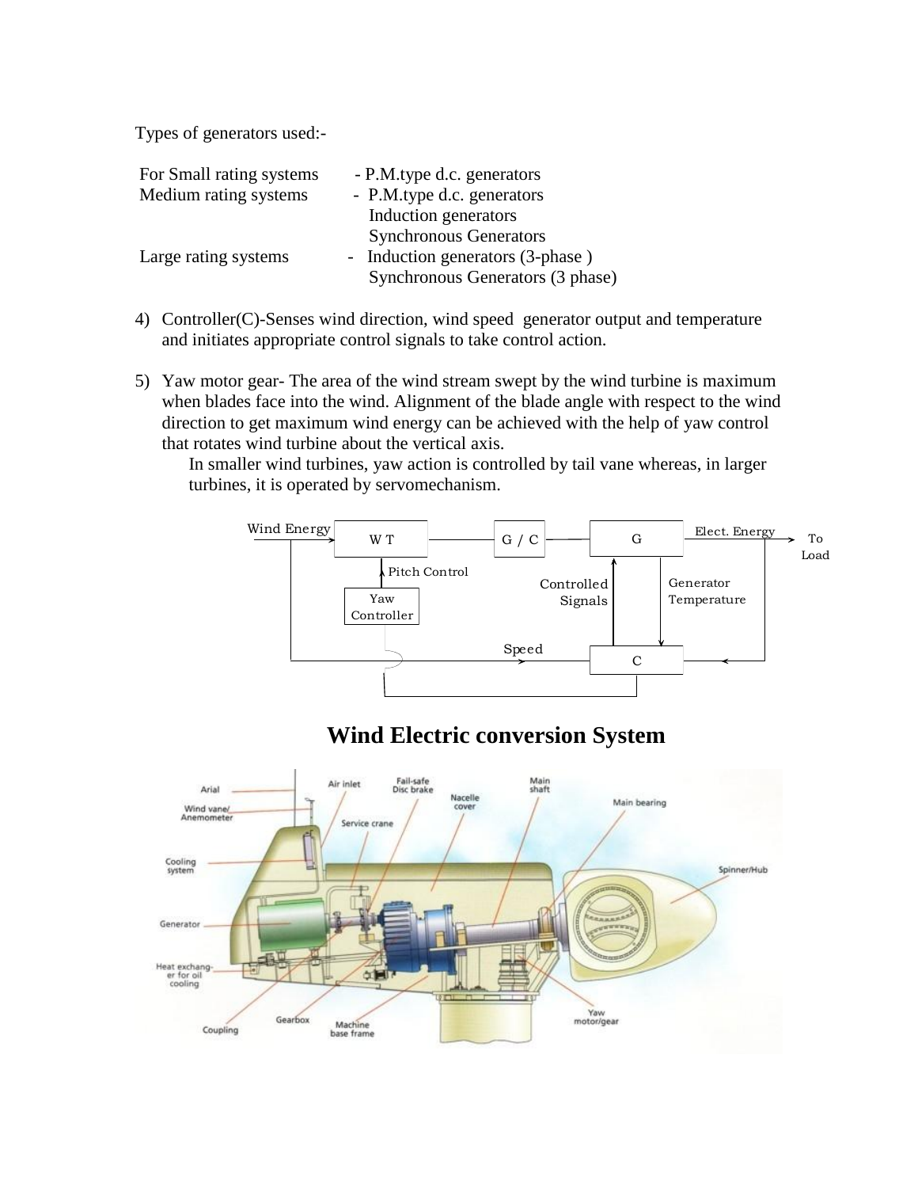Types of generators used:-

| | |
|---|---|
| For Small rating systems | - P.M.type d.c. generators |
| Medium rating systems | - P.M.type d.c. generators |
| | Induction generators |
| | Synchronous Generators |
| Large rating systems | - Induction generators (3-phase ) |
| | Synchronous Generators (3 phase) |

4) Controller(C)-Senses wind direction, wind speed generator output and temperature and initiates appropriate control signals to take control action.

5) Yaw motor gear- The area of the wind stream swept by the wind turbine is maximum when blades face into the wind. Alignment of the blade angle with respect to the wind direction to get maximum wind energy can be achieved with the help of yaw control that rotates wind turbine about the vertical axis.

   In smaller wind turbines, yaw action is controlled by tail vane whereas, in larger turbines, it is operated by servomechanism.

Wind Energy
W T
G / C
G
Elect. Energy
To Load
Pitch Control
Yaw Controller
Controlled Signals
Generator Temperature
Speed
C

## Wind Electric conversion System

Arial
Wind vane/ Anemometer
Cooling system
Generator
Heat exchanger for oil cooling
Coupling
Gearbox
Machine base frame
Air inlet
Service crane
Fail-safe Disc brake
Nacelle cover
Main shaft
Main bearing
Spinner/Hub
Yaw motor/gear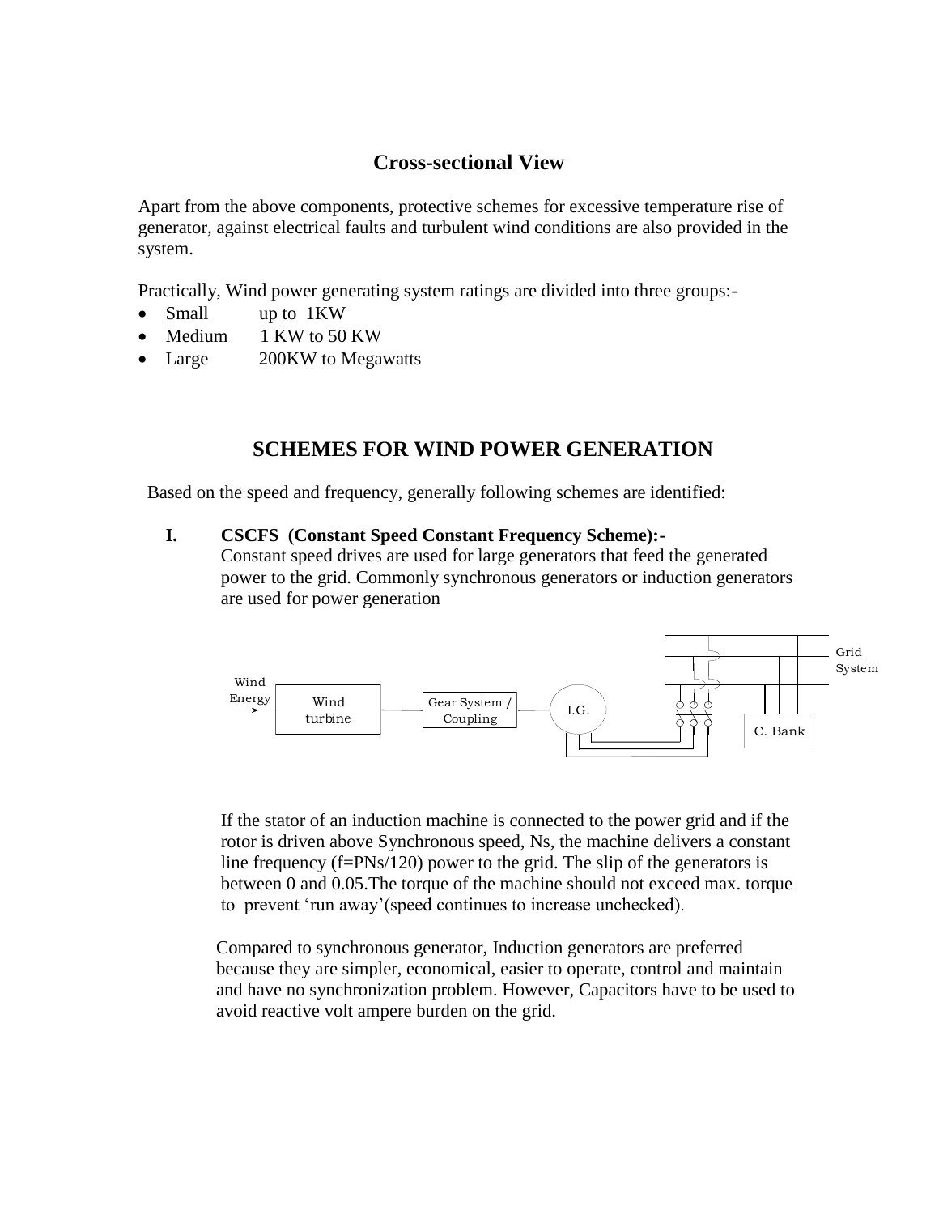## Cross-sectional View

Apart from the above components, protective schemes for excessive temperature rise of generator, against electrical faults and turbulent wind conditions are also provided in the system.

Practically, Wind power generating system ratings are divided into three groups:-

- Small up to 1KW
- Medium 1 KW to 50 KW
- Large 200KW to Megawatts

## SCHEMES FOR WIND POWER GENERATION

Based on the speed and frequency, generally following schemes are identified:

**I. CSCFS (Constant Speed Constant Frequency Scheme):-**

Constant speed drives are used for large generators that feed the generated power to the grid. Commonly synchronous generators or induction generators are used for power generation

Wind Energy

Wind turbine

Gear System / Coupling

I.G.

C. Bank

Grid System

If the stator of an induction machine is connected to the power grid and if the rotor is driven above Synchronous speed, Ns, the machine delivers a constant line frequency ($f=PN_s/120$) power to the grid. The slip of the generators is between 0 and 0.05.The torque of the machine should not exceed max. torque to prevent 'run away'(speed continues to increase unchecked).

Compared to synchronous generator, Induction generators are preferred because they are simpler, economical, easier to operate, control and maintain and have no synchronization problem. However, Capacitors have to be used to avoid reactive volt ampere burden on the grid.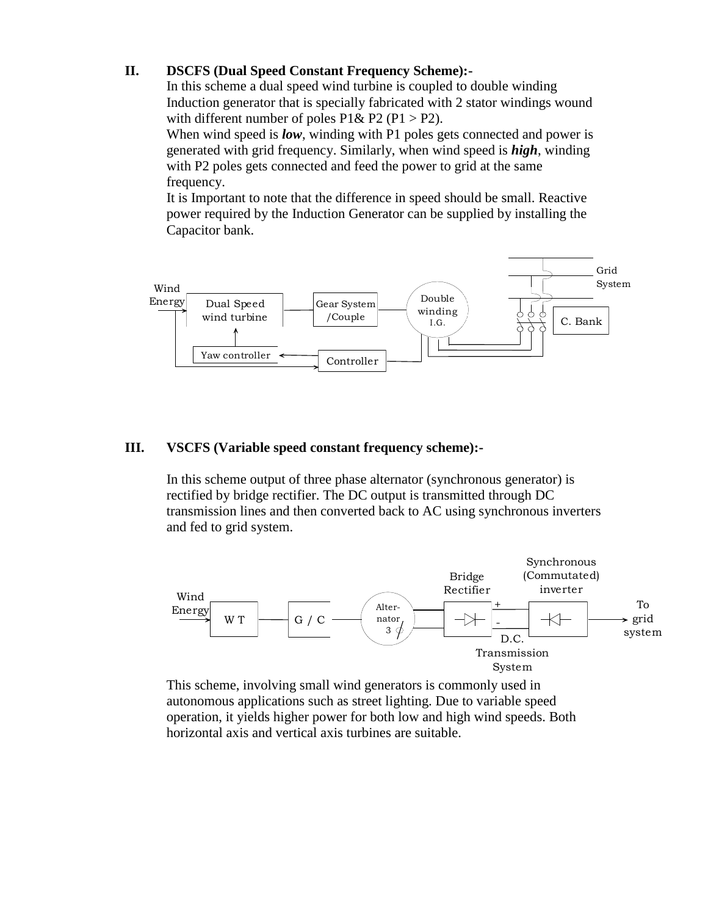## II. DSCFS (Dual Speed Constant Frequency Scheme):-

In this scheme a dual speed wind turbine is coupled to double winding Induction generator that is specially fabricated with 2 stator windings wound with different number of poles P1& P2 (P1 > P2).

When wind speed is ***low***, winding with P1 poles gets connected and power is generated with grid frequency. Similarly, when wind speed is ***high***, winding with P2 poles gets connected and feed the power to grid at the same frequency.

It is Important to note that the difference in speed should be small. Reactive power required by the Induction Generator can be supplied by installing the Capacitor bank.

Grid System

Wind Energy

Dual Speed wind turbine

Gear System /Couple

Double winding I.G.

C. Bank

Yaw controller

Controller

## III. VSCFS (Variable speed constant frequency scheme):-

In this scheme output of three phase alternator (synchronous generator) is rectified by bridge rectifier. The DC output is transmitted through DC transmission lines and then converted back to AC using synchronous inverters and fed to grid system.

Synchronous (Commutated) inverter

Bridge Rectifier

Wind Energy

W T

G / C

Alter-nator 3 ϕ

+

-

D.C. Transmission System

To grid system

This scheme, involving small wind generators is commonly used in autonomous applications such as street lighting. Due to variable speed operation, it yields higher power for both low and high wind speeds. Both horizontal axis and vertical axis turbines are suitable.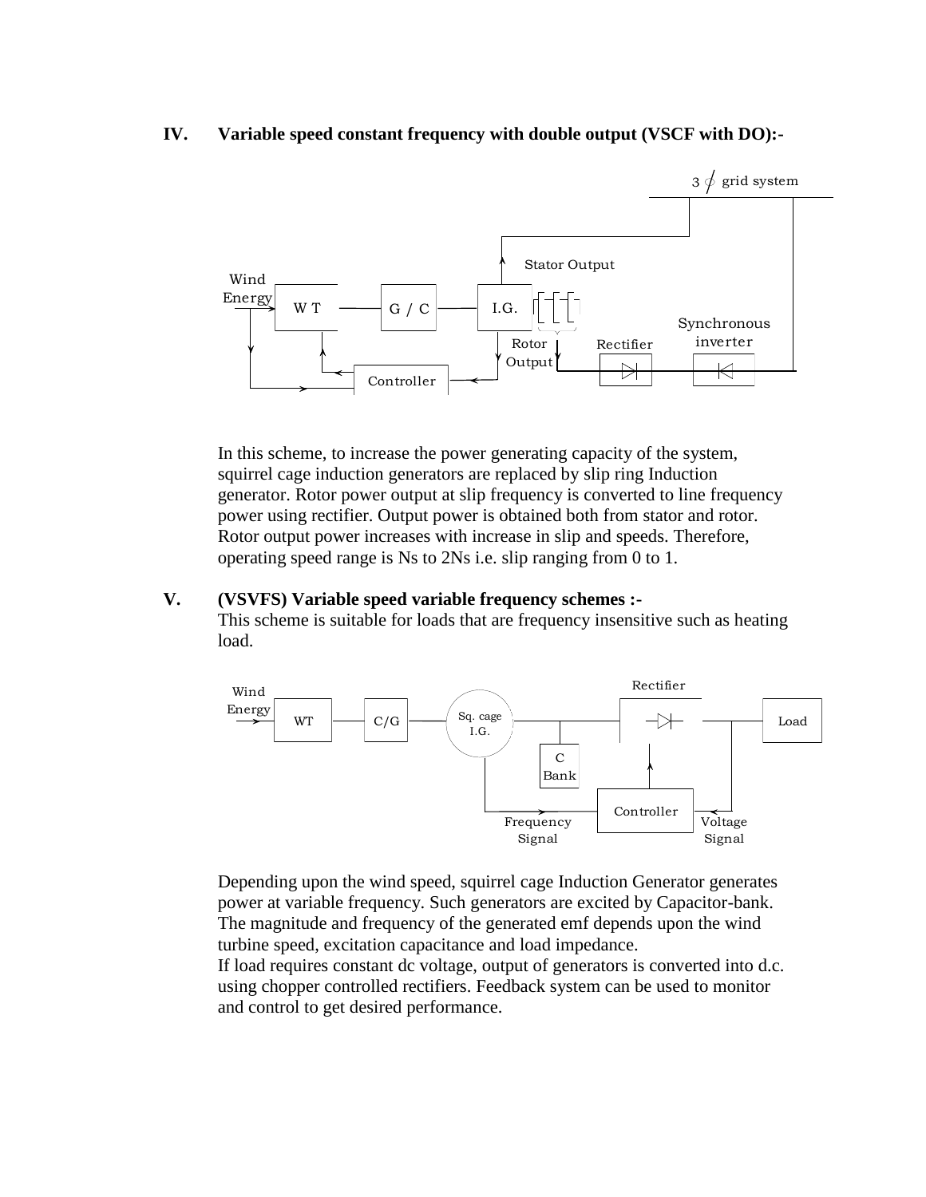**IV. Variable speed constant frequency with double output (VSCF with DO):-**

3 ϕ grid system

Wind Energy

W T

G / C

I.G.

Stator Output

Rotor Output

Rectifier

Synchronous inverter

Controller

In this scheme, to increase the power generating capacity of the system, squirrel cage induction generators are replaced by slip ring Induction generator. Rotor power output at slip frequency is converted to line frequency power using rectifier. Output power is obtained both from stator and rotor. Rotor output power increases with increase in slip and speeds. Therefore, operating speed range is Ns to 2Ns i.e. slip ranging from 0 to 1.

**V. (VSVFS) Variable speed variable frequency schemes :-**

This scheme is suitable for loads that are frequency insensitive such as heating load.

Wind Energy

WT

C/G

Sq. cage I.G.

C Bank

Rectifier

Load

Controller

Frequency Signal

Voltage Signal

Depending upon the wind speed, squirrel cage Induction Generator generates power at variable frequency. Such generators are excited by Capacitor-bank. The magnitude and frequency of the generated emf depends upon the wind turbine speed, excitation capacitance and load impedance.

If load requires constant dc voltage, output of generators is converted into d.c. using chopper controlled rectifiers. Feedback system can be used to monitor and control to get desired performance.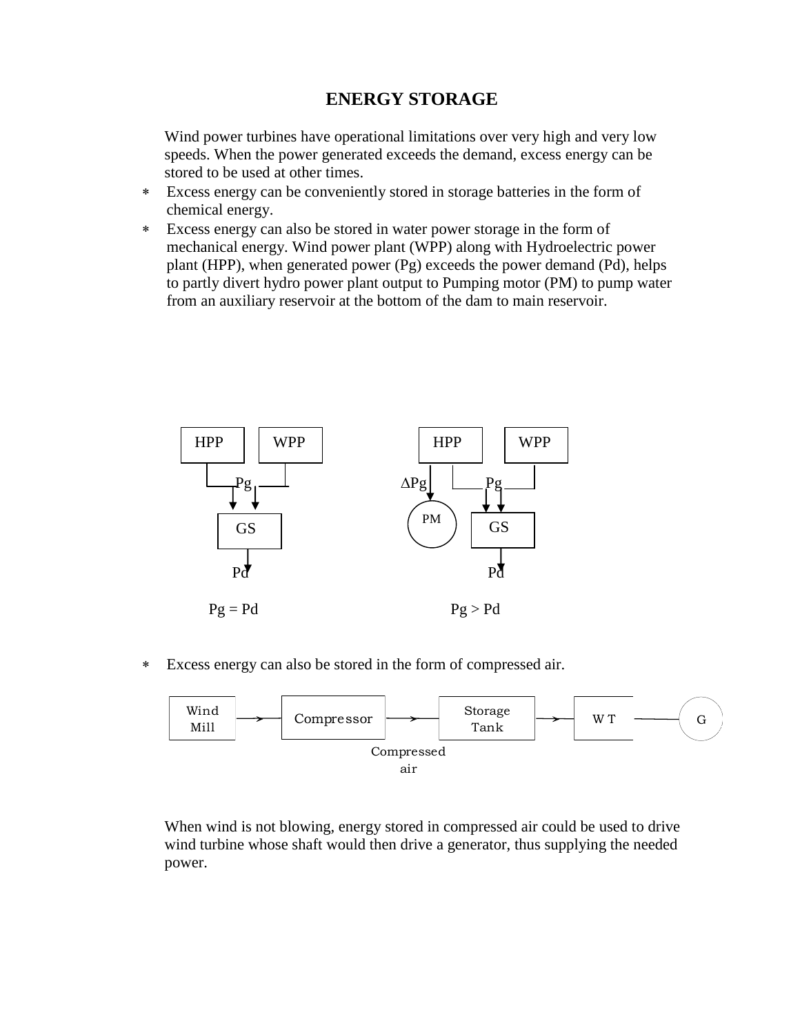# ENERGY STORAGE

Wind power turbines have operational limitations over very high and very low speeds. When the power generated exceeds the demand, excess energy can be stored to be used at other times.

* Excess energy can be conveniently stored in storage batteries in the form of chemical energy.
* Excess energy can also be stored in water power storage in the form of mechanical energy. Wind power plant (WPP) along with Hydroelectric power plant (HPP), when generated power (Pg) exceeds the power demand (Pd), helps to partly divert hydro power plant output to Pumping motor (PM) to pump water from an auxiliary reservoir at the bottom of the dam to main reservoir.

HPP WPP
Pg
GS
Pd
Pg = Pd

HPP WPP
ΔPg Pg
PM GS
Pd
Pg > Pd

* Excess energy can also be stored in the form of compressed air.

Wind Mill → Compressor → Storage Tank → W T — G
Compressed air

When wind is not blowing, energy stored in compressed air could be used to drive wind turbine whose shaft would then drive a generator, thus supplying the needed power.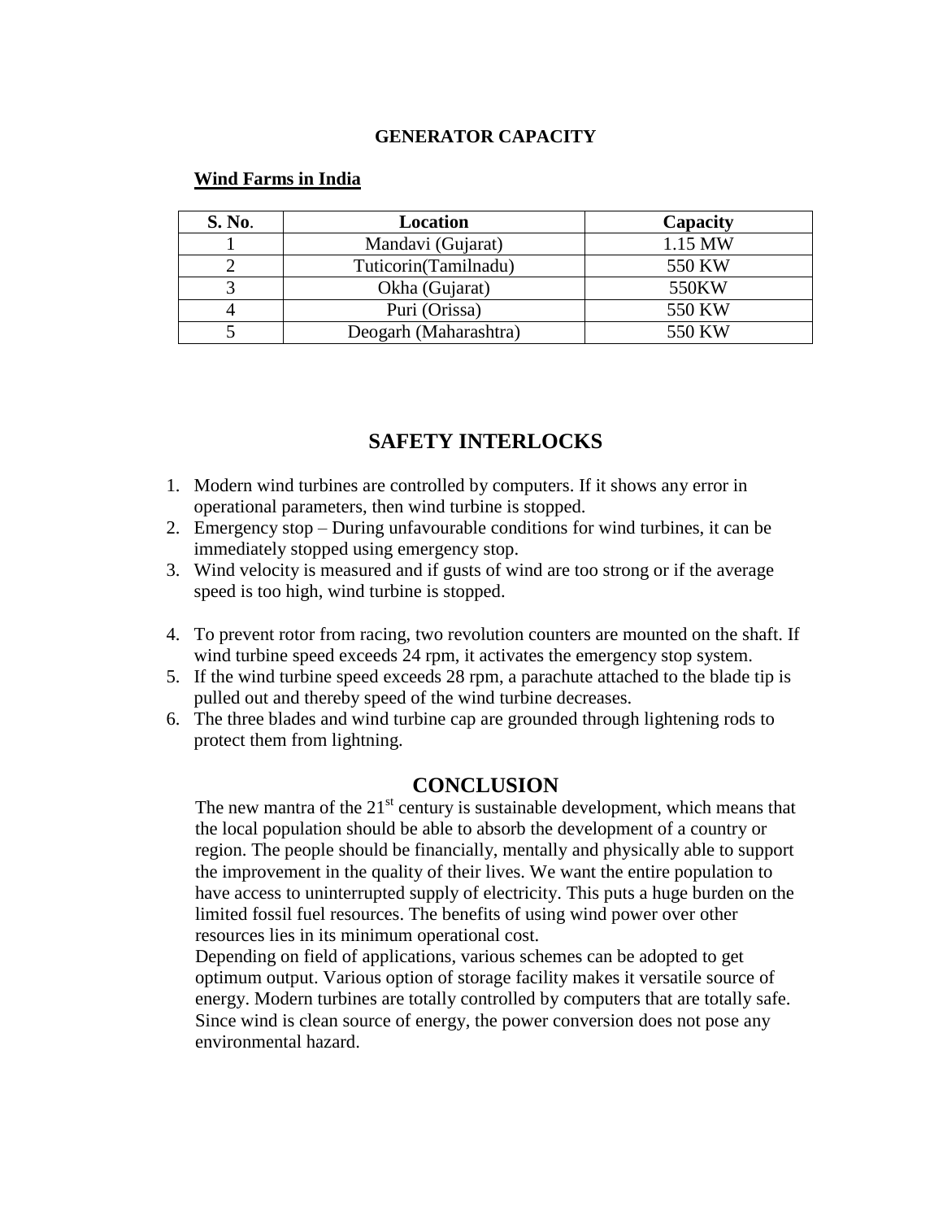## GENERATOR CAPACITY

**Wind Farms in India**

| S. No. | Location | Capacity |
|---|---|---|
| 1 | Mandavi (Gujarat) | 1.15 MW |
| 2 | Tuticorin(Tamilnadu) | 550 KW |
| 3 | Okha (Gujarat) | 550KW |
| 4 | Puri (Orissa) | 550 KW |
| 5 | Deogarh (Maharashtra) | 550 KW |

## SAFETY INTERLOCKS

1. Modern wind turbines are controlled by computers. If it shows any error in operational parameters, then wind turbine is stopped.
2. Emergency stop – During unfavourable conditions for wind turbines, it can be immediately stopped using emergency stop.
3. Wind velocity is measured and if gusts of wind are too strong or if the average speed is too high, wind turbine is stopped.
4. To prevent rotor from racing, two revolution counters are mounted on the shaft. If wind turbine speed exceeds 24 rpm, it activates the emergency stop system.
5. If the wind turbine speed exceeds 28 rpm, a parachute attached to the blade tip is pulled out and thereby speed of the wind turbine decreases.
6. The three blades and wind turbine cap are grounded through lightening rods to protect them from lightning.

## CONCLUSION

The new mantra of the 21st century is sustainable development, which means that the local population should be able to absorb the development of a country or region. The people should be financially, mentally and physically able to support the improvement in the quality of their lives. We want the entire population to have access to uninterrupted supply of electricity. This puts a huge burden on the limited fossil fuel resources. The benefits of using wind power over other resources lies in its minimum operational cost.

Depending on field of applications, various schemes can be adopted to get optimum output. Various option of storage facility makes it versatile source of energy. Modern turbines are totally controlled by computers that are totally safe. Since wind is clean source of energy, the power conversion does not pose any environmental hazard.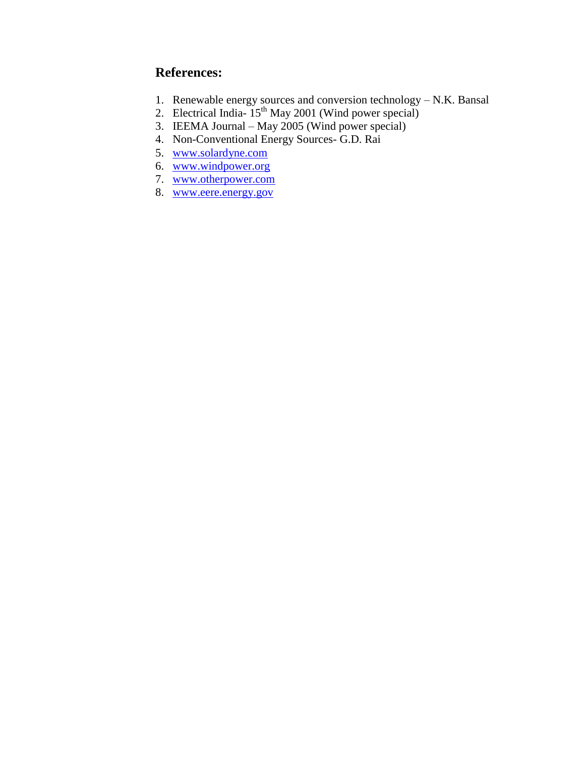## References:

1. Renewable energy sources and conversion technology – N.K. Bansal
2. Electrical India- 15th May 2001 (Wind power special)
3. IEEMA Journal – May 2005 (Wind power special)
4. Non-Conventional Energy Sources- G.D. Rai
5. www.solardyne.com
6. www.windpower.org
7. www.otherpower.com
8. www.eere.energy.gov